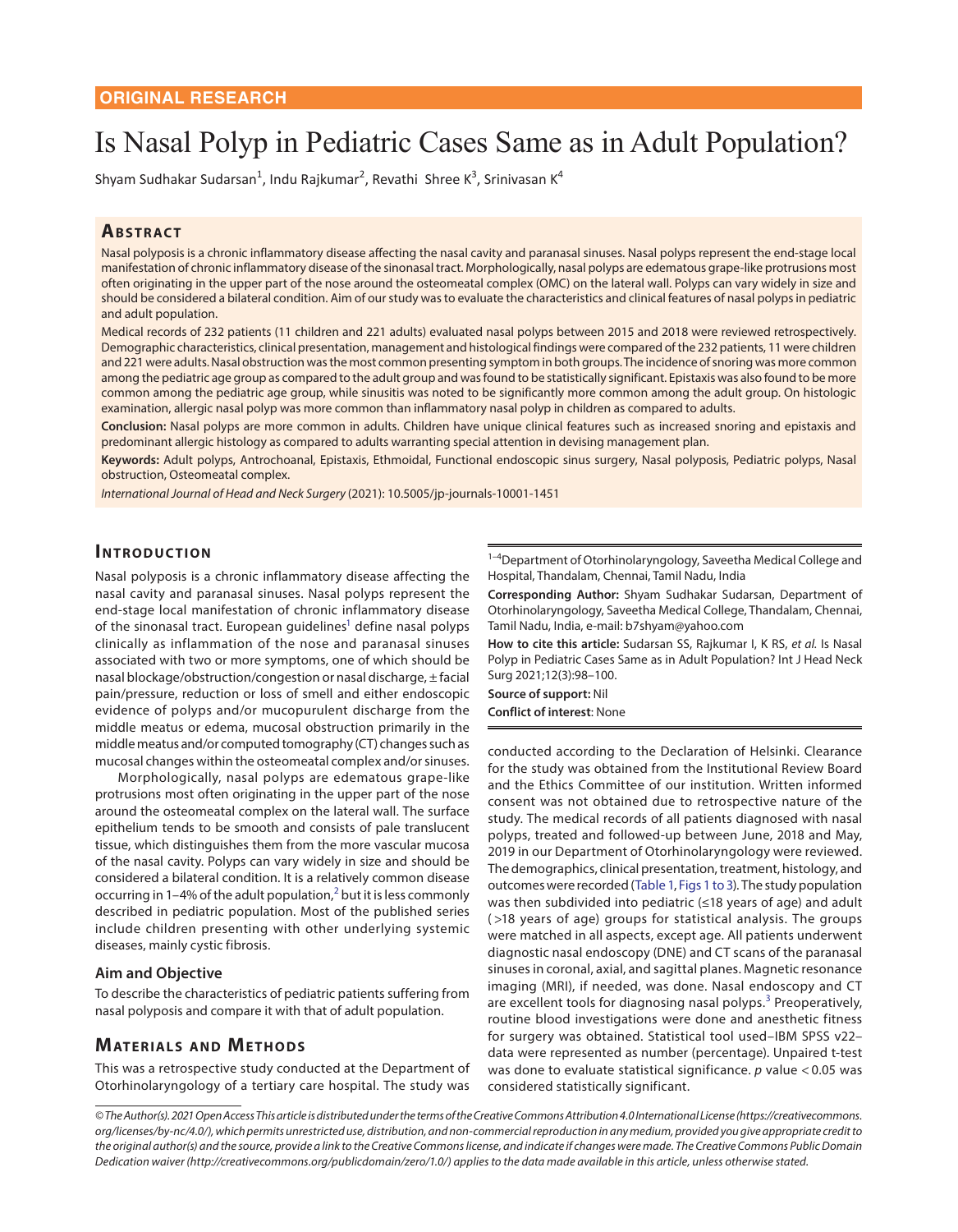ORIGINAL RESEARCH

# Is Nasal Polyp in Pediatric Cases Same as in Adult Population?

Shyam Sudhakar Sudarsan[1], Indu Rajkumar[2], Revathi Shree K[3], Srinivasan K[4]

## Abstract

Nasal polyposis is a chronic inflammatory disease affecting the nasal cavity and paranasal sinuses. Nasal polyps represent the end-stage local manifestation of chronic inflammatory disease of the sinonasal tract. Morphologically, nasal polyps are edematous grape-like protrusions most often originating in the upper part of the nose around the osteomeatal complex (OMC) on the lateral wall. Polyps can vary widely in size and should be considered a bilateral condition. Aim of our study was to evaluate the characteristics and clinical features of nasal polyps in pediatric and adult population.

Medical records of 232 patients (11 children and 221 adults) evaluated nasal polyps between 2015 and 2018 were reviewed retrospectively. Demographic characteristics, clinical presentation, management and histological findings were compared of the 232 patients, 11 were children and 221 were adults. Nasal obstruction was the most common presenting symptom in both groups. The incidence of snoring was more common among the pediatric age group as compared to the adult group and was found to be statistically significant. Epistaxis was also found to be more common among the pediatric age group, while sinusitis was noted to be significantly more common among the adult group. On histologic examination, allergic nasal polyp was more common than inflammatory nasal polyp in children as compared to adults.

**Conclusion:** Nasal polyps are more common in adults. Children have unique clinical features such as increased snoring and epistaxis and predominant allergic histology as compared to adults warranting special attention in devising management plan.

**Keywords:** Adult polyps, Antrochoanal, Epistaxis, Ethmoidal, Functional endoscopic sinus surgery, Nasal polyposis, Pediatric polyps, Nasal obstruction, Osteomeatal complex.

*International Journal of Head and Neck Surgery* (2021): 10.5005/jp-journals-10001-1451

[1–4]Department of Otorhinolaryngology, Saveetha Medical College and Hospital, Thandalam, Chennai, Tamil Nadu, India

**Corresponding Author:** Shyam Sudhakar Sudarsan, Department of Otorhinolaryngology, Saveetha Medical College, Thandalam, Chennai, Tamil Nadu, India, e-mail: b7shyam@yahoo.com

**How to cite this article:** Sudarsan SS, Rajkumar I, K RS, *et al.* Is Nasal Polyp in Pediatric Cases Same as in Adult Population? Int J Head Neck Surg 2021;12(3):98–100.

**Source of support:** Nil

**Conflict of interest**: None

## Introduction

Nasal polyposis is a chronic inflammatory disease affecting the nasal cavity and paranasal sinuses. Nasal polyps represent the end-stage local manifestation of chronic inflammatory disease of the sinonasal tract. European guidelines[1] define nasal polyps clinically as inflammation of the nose and paranasal sinuses associated with two or more symptoms, one of which should be nasal blockage/obstruction/congestion or nasal discharge, ± facial pain/pressure, reduction or loss of smell and either endoscopic evidence of polyps and/or mucopurulent discharge from the middle meatus or edema, mucosal obstruction primarily in the middle meatus and/or computed tomography (CT) changes such as mucosal changes within the osteomeatal complex and/or sinuses.

Morphologically, nasal polyps are edematous grape-like protrusions most often originating in the upper part of the nose around the osteomeatal complex on the lateral wall. The surface epithelium tends to be smooth and consists of pale translucent tissue, which distinguishes them from the more vascular mucosa of the nasal cavity. Polyps can vary widely in size and should be considered a bilateral condition. It is a relatively common disease occurring in 1–4% of the adult population,[2] but it is less commonly described in pediatric population. Most of the published series include children presenting with other underlying systemic diseases, mainly cystic fibrosis.

### Aim and Objective

To describe the characteristics of pediatric patients suffering from nasal polyposis and compare it with that of adult population.

## Materials and Methods

This was a retrospective study conducted at the Department of Otorhinolaryngology of a tertiary care hospital. The study was conducted according to the Declaration of Helsinki. Clearance for the study was obtained from the Institutional Review Board and the Ethics Committee of our institution. Written informed consent was not obtained due to retrospective nature of the study. The medical records of all patients diagnosed with nasal polyps, treated and followed-up between June, 2018 and May, 2019 in our Department of Otorhinolaryngology were reviewed. The demographics, clinical presentation, treatment, histology, and outcomes were recorded (Table 1, Figs 1 to 3). The study population was then subdivided into pediatric (≤18 years of age) and adult (>18 years of age) groups for statistical analysis. The groups were matched in all aspects, except age. All patients underwent diagnostic nasal endoscopy (DNE) and CT scans of the paranasal sinuses in coronal, axial, and sagittal planes. Magnetic resonance imaging (MRI), if needed, was done. Nasal endoscopy and CT are excellent tools for diagnosing nasal polyps.[3] Preoperatively, routine blood investigations were done and anesthetic fitness for surgery was obtained. Statistical tool used–IBM SPSS v22–data were represented as number (percentage). Unpaired t-test was done to evaluate statistical significance. $p$ value < 0.05 was considered statistically significant.

*© The Author(s). 2021 Open Access This article is distributed under the terms of the Creative Commons Attribution 4.0 International License (https://creativecommons.org/licenses/by-nc/4.0/), which permits unrestricted use, distribution, and non-commercial reproduction in any medium, provided you give appropriate credit to the original author(s) and the source, provide a link to the Creative Commons license, and indicate if changes were made. The Creative Commons Public Domain Dedication waiver (http://creativecommons.org/publicdomain/zero/1.0/) applies to the data made available in this article, unless otherwise stated.*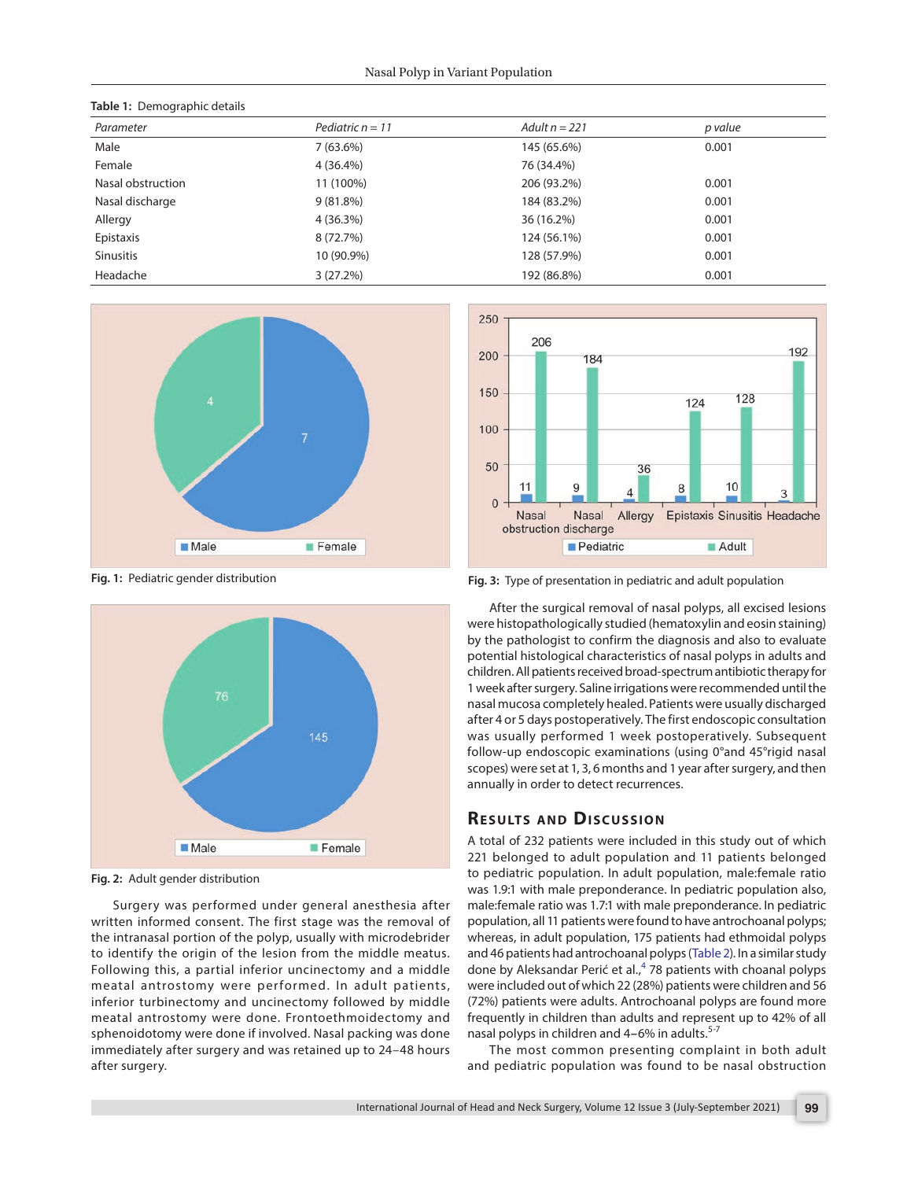Table 1: Demographic details

| Parameter | Pediatric n = 11 | Adult n = 221 | p value |
|---|---|---|---|
| Male | 7 (63.6%) | 145 (65.6%) | 0.001 |
| Female | 4 (36.4%) | 76 (34.4%) | |
| Nasal obstruction | 11 (100%) | 206 (93.2%) | 0.001 |
| Nasal discharge | 9 (81.8%) | 184 (83.2%) | 0.001 |
| Allergy | 4 (36.3%) | 36 (16.2%) | 0.001 |
| Epistaxis | 8 (72.7%) | 124 (56.1%) | 0.001 |
| Sinusitis | 10 (90.9%) | 128 (57.9%) | 0.001 |
| Headache | 3 (27.2%) | 192 (86.8%) | 0.001 |

Fig. 1: Pediatric gender distribution

Fig. 2: Adult gender distribution

Fig. 3: Type of presentation in pediatric and adult population

Surgery was performed under general anesthesia after written informed consent. The first stage was the removal of the intranasal portion of the polyp, usually with microdebrider to identify the origin of the lesion from the middle meatus. Following this, a partial inferior uncinectomy and a middle meatal antrostomy were performed. In adult patients, inferior turbinectomy and uncinectomy followed by middle meatal antrostomy were done. Frontoethmoidectomy and sphenoidotomy were done if involved. Nasal packing was done immediately after surgery and was retained up to 24–48 hours after surgery.

After the surgical removal of nasal polyps, all excised lesions were histopathologically studied (hematoxylin and eosin staining) by the pathologist to confirm the diagnosis and also to evaluate potential histological characteristics of nasal polyps in adults and children. All patients received broad-spectrum antibiotic therapy for 1 week after surgery. Saline irrigations were recommended until the nasal mucosa completely healed. Patients were usually discharged after 4 or 5 days postoperatively. The first endoscopic consultation was usually performed 1 week postoperatively. Subsequent follow-up endoscopic examinations (using 0°and 45°rigid nasal scopes) were set at 1, 3, 6 months and 1 year after surgery, and then annually in order to detect recurrences.

## Results and Discussion

A total of 232 patients were included in this study out of which 221 belonged to adult population and 11 patients belonged to pediatric population. In adult population, male:female ratio was 1.9:1 with male preponderance. In pediatric population also, male:female ratio was 1.7:1 with male preponderance. In pediatric population, all 11 patients were found to have antrochoanal polyps; whereas, in adult population, 175 patients had ethmoidal polyps and 46 patients had antrochoanal polyps (Table 2). In a similar study done by Aleksandar Perić et al.,[4] 78 patients with choanal polyps were included out of which 22 (28%) patients were children and 56 (72%) patients were adults. Antrochoanal polyps are found more frequently in children than adults and represent up to 42% of all nasal polyps in children and 4–6% in adults.[5-7]

The most common presenting complaint in both adult and pediatric population was found to be nasal obstruction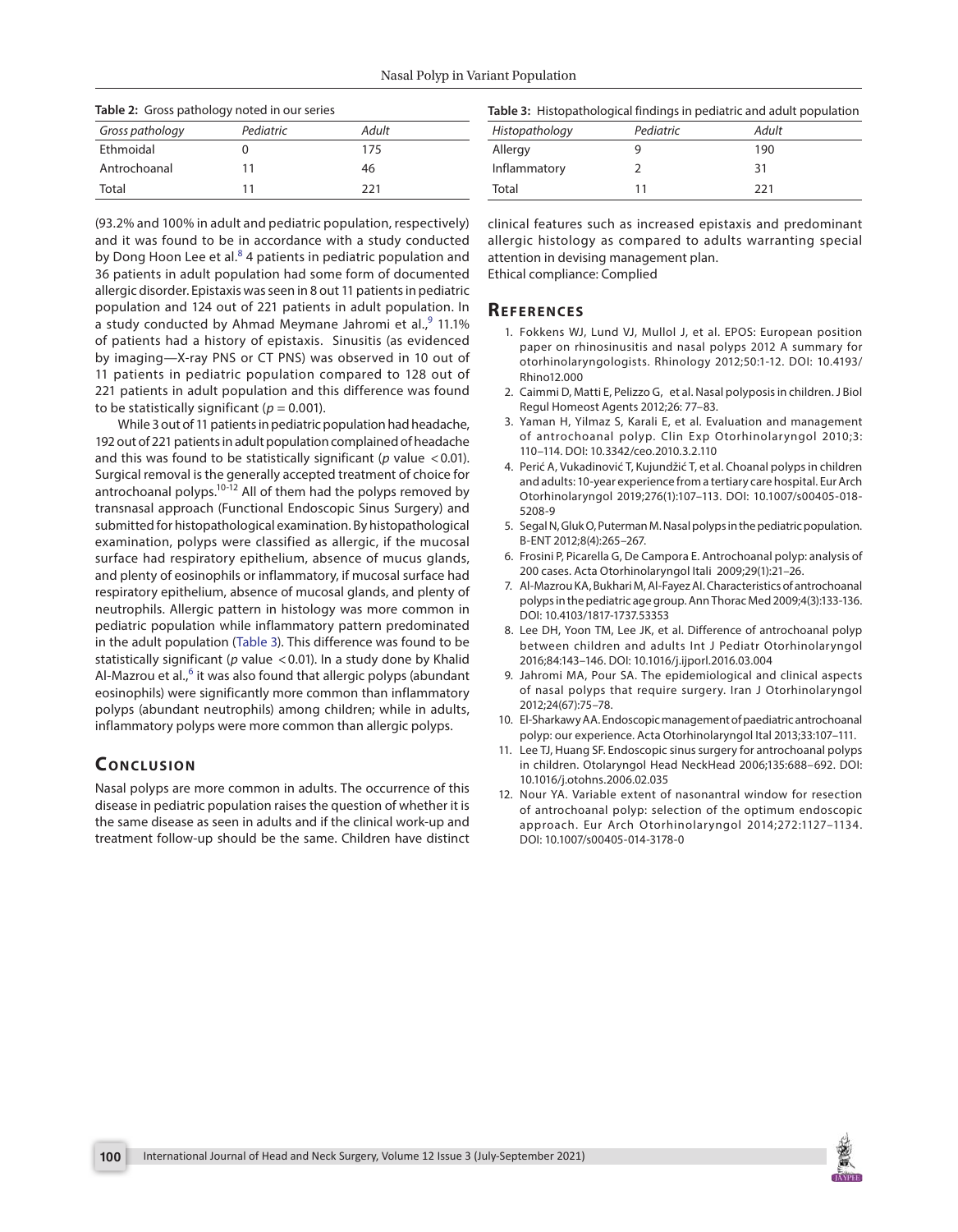**Table 2:** Gross pathology noted in our series

| *Gross pathology* | *Pediatric* | *Adult* |
|---|---|---|
| Ethmoidal | 0 | 175 |
| Antrochoanal | 11 | 46 |
| Total | 11 | 221 |

**Table 3:** Histopathological findings in pediatric and adult population

| *Histopathology* | *Pediatric* | *Adult* |
|---|---|---|
| Allergy | 9 | 190 |
| Inflammatory | 2 | 31 |
| Total | 11 | 221 |

(93.2% and 100% in adult and pediatric population, respectively) and it was found to be in accordance with a study conducted by Dong Hoon Lee et al.[8] 4 patients in pediatric population and 36 patients in adult population had some form of documented allergic disorder. Epistaxis was seen in 8 out 11 patients in pediatric population and 124 out of 221 patients in adult population. In a study conducted by Ahmad Meymane Jahromi et al.,[9] 11.1% of patients had a history of epistaxis. Sinusitis (as evidenced by imaging—X-ray PNS or CT PNS) was observed in 10 out of 11 patients in pediatric population compared to 128 out of 221 patients in adult population and this difference was found to be statistically significant ($p = 0.001$).

While 3 out of 11 patients in pediatric population had headache, 192 out of 221 patients in adult population complained of headache and this was found to be statistically significant ($p$ value $< 0.01$). Surgical removal is the generally accepted treatment of choice for antrochoanal polyps.[10-12] All of them had the polyps removed by transnasal approach (Functional Endoscopic Sinus Surgery) and submitted for histopathological examination. By histopathological examination, polyps were classified as allergic, if the mucosal surface had respiratory epithelium, absence of mucus glands, and plenty of eosinophils or inflammatory, if mucosal surface had respiratory epithelium, absence of mucosal glands, and plenty of neutrophils. Allergic pattern in histology was more common in pediatric population while inflammatory pattern predominated in the adult population (Table 3). This difference was found to be statistically significant ($p$ value $< 0.01$). In a study done by Khalid Al-Mazrou et al.,[6] it was also found that allergic polyps (abundant eosinophils) were significantly more common than inflammatory polyps (abundant neutrophils) among children; while in adults, inflammatory polyps were more common than allergic polyps.

## Conclusion

Nasal polyps are more common in adults. The occurrence of this disease in pediatric population raises the question of whether it is the same disease as seen in adults and if the clinical work-up and treatment follow-up should be the same. Children have distinct clinical features such as increased epistaxis and predominant allergic histology as compared to adults warranting special attention in devising management plan.

Ethical compliance: Complied

## References

1. Fokkens WJ, Lund VJ, Mullol J, et al. EPOS: European position paper on rhinosinusitis and nasal polyps 2012 A summary for otorhinolaryngologists. Rhinology 2012;50:1-12. DOI: 10.4193/Rhino12.000
2. Caimmi D, Matti E, Pelizzo G, et al. Nasal polyposis in children. J Biol Regul Homeost Agents 2012;26: 77–83.
3. Yaman H, Yilmaz S, Karali E, et al. Evaluation and management of antrochoanal polyp. Clin Exp Otorhinolaryngol 2010;3: 110–114. DOI: 10.3342/ceo.2010.3.2.110
4. Perić A, Vukadinović T, Kujundžić T, et al. Choanal polyps in children and adults: 10-year experience from a tertiary care hospital. Eur Arch Otorhinolaryngol 2019;276(1):107–113. DOI: 10.1007/s00405-018-5208-9
5. Segal N, Gluk O, Puterman M. Nasal polyps in the pediatric population. B-ENT 2012;8(4):265–267.
6. Frosini P, Picarella G, De Campora E. Antrochoanal polyp: analysis of 200 cases. Acta Otorhinolaryngol Itali 2009;29(1):21–26.
7. Al-Mazrou KA, Bukhari M, Al-Fayez AI. Characteristics of antrochoanal polyps in the pediatric age group. Ann Thorac Med 2009;4(3):133-136. DOI: 10.4103/1817-1737.53353
8. Lee DH, Yoon TM, Lee JK, et al. Difference of antrochoanal polyp between children and adults Int J Pediatr Otorhinolaryngol 2016;84:143–146. DOI: 10.1016/j.ijporl.2016.03.004
9. Jahromi MA, Pour SA. The epidemiological and clinical aspects of nasal polyps that require surgery. Iran J Otorhinolaryngol 2012;24(67):75–78.
10. El-Sharkawy AA. Endoscopic management of paediatric antrochoanal polyp: our experience. Acta Otorhinolaryngol Ital 2013;33:107–111.
11. Lee TJ, Huang SF. Endoscopic sinus surgery for antrochoanal polyps in children. Otolaryngol Head NeckHead 2006;135:688–692. DOI: 10.1016/j.otohns.2006.02.035
12. Nour YA. Variable extent of nasonantral window for resection of antrochoanal polyp: selection of the optimum endoscopic approach. Eur Arch Otorhinolaryngol 2014;272:1127–1134. DOI: 10.1007/s00405-014-3178-0